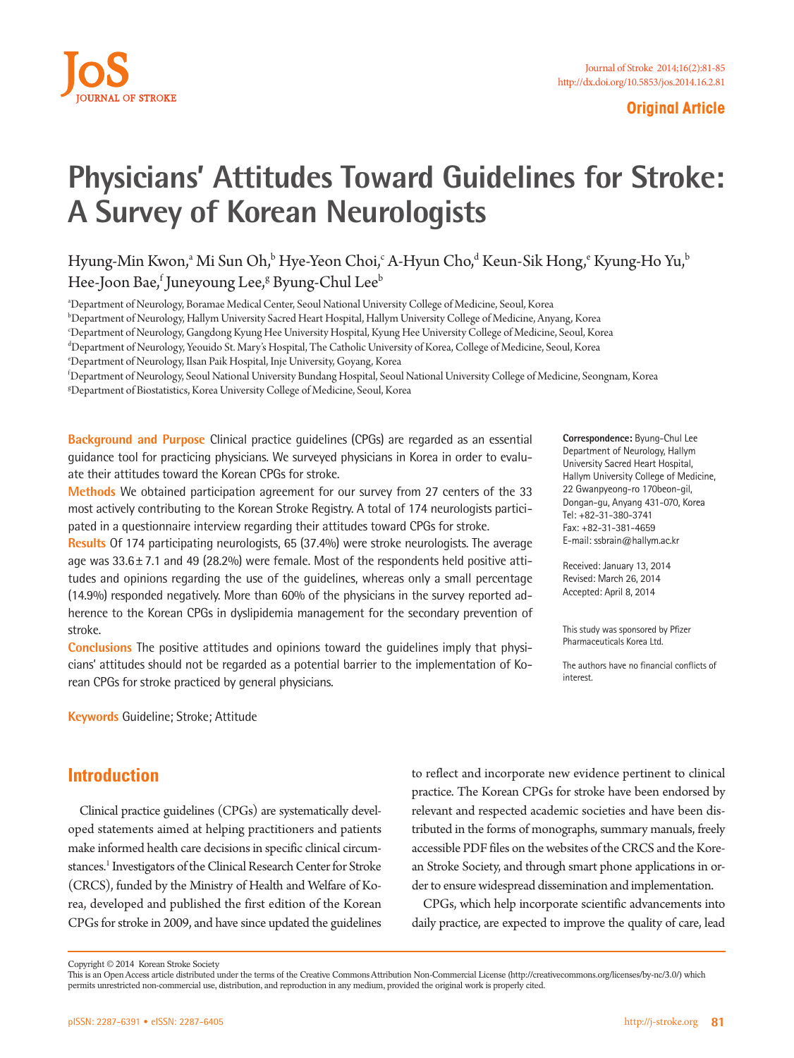Original Article

# Physicians' Attitudes Toward Guidelines for Stroke: A Survey of Korean Neurologists

Hyung-Min Kwon,[a] Mi Sun Oh,[b] Hye-Yeon Choi,[c] A-Hyun Cho,[d] Keun-Sik Hong,[e] Kyung-Ho Yu,[b] Hee-Joon Bae,[f] Juneyoung Lee,[g] Byung-Chul Lee[b]

[a]Department of Neurology, Boramae Medical Center, Seoul National University College of Medicine, Seoul, Korea
[b]Department of Neurology, Hallym University Sacred Heart Hospital, Hallym University College of Medicine, Anyang, Korea
[c]Department of Neurology, Gangdong Kyung Hee University Hospital, Kyung Hee University College of Medicine, Seoul, Korea
[d]Department of Neurology, Yeouido St. Mary's Hospital, The Catholic University of Korea, College of Medicine, Seoul, Korea
[e]Department of Neurology, Ilsan Paik Hospital, Inje University, Goyang, Korea
[f]Department of Neurology, Seoul National University Bundang Hospital, Seoul National University College of Medicine, Seongnam, Korea
[g]Department of Biostatistics, Korea University College of Medicine, Seoul, Korea

**Background and Purpose** Clinical practice guidelines (CPGs) are regarded as an essential guidance tool for practicing physicians. We surveyed physicians in Korea in order to evaluate their attitudes toward the Korean CPGs for stroke.

**Methods** We obtained participation agreement for our survey from 27 centers of the 33 most actively contributing to the Korean Stroke Registry. A total of 174 neurologists participated in a questionnaire interview regarding their attitudes toward CPGs for stroke.

**Results** Of 174 participating neurologists, 65 (37.4%) were stroke neurologists. The average age was 33.6±7.1 and 49 (28.2%) were female. Most of the respondents held positive attitudes and opinions regarding the use of the guidelines, whereas only a small percentage (14.9%) responded negatively. More than 60% of the physicians in the survey reported adherence to the Korean CPGs in dyslipidemia management for the secondary prevention of stroke.

**Conclusions** The positive attitudes and opinions toward the guidelines imply that physicians' attitudes should not be regarded as a potential barrier to the implementation of Korean CPGs for stroke practiced by general physicians.

**Keywords** Guideline; Stroke; Attitude

**Correspondence:** Byung-Chul Lee
Department of Neurology, Hallym University Sacred Heart Hospital, Hallym University College of Medicine, 22 Gwanpyeong-ro 170beon-gil, Dongan-gu, Anyang 431-070, Korea
Tel: +82-31-380-3741
Fax: +82-31-381-4659
E-mail: ssbrain@hallym.ac.kr

Received: January 13, 2014
Revised: March 26, 2014
Accepted: April 8, 2014

This study was sponsored by Pfizer Pharmaceuticals Korea Ltd.

The authors have no financial conflicts of interest.

## Introduction

Clinical practice guidelines (CPGs) are systematically developed statements aimed at helping practitioners and patients make informed health care decisions in specific clinical circumstances.[1] Investigators of the Clinical Research Center for Stroke (CRCS), funded by the Ministry of Health and Welfare of Korea, developed and published the first edition of the Korean CPGs for stroke in 2009, and have since updated the guidelines to reflect and incorporate new evidence pertinent to clinical practice. The Korean CPGs for stroke have been endorsed by relevant and respected academic societies and have been distributed in the forms of monographs, summary manuals, freely accessible PDF files on the websites of the CRCS and the Korean Stroke Society, and through smart phone applications in order to ensure widespread dissemination and implementation.

CPGs, which help incorporate scientific advancements into daily practice, are expected to improve the quality of care, lead

Copyright © 2014 Korean Stroke Society
This is an Open Access article distributed under the terms of the Creative Commons Attribution Non-Commercial License (http://creativecommons.org/licenses/by-nc/3.0/) which permits unrestricted non-commercial use, distribution, and reproduction in any medium, provided the original work is properly cited.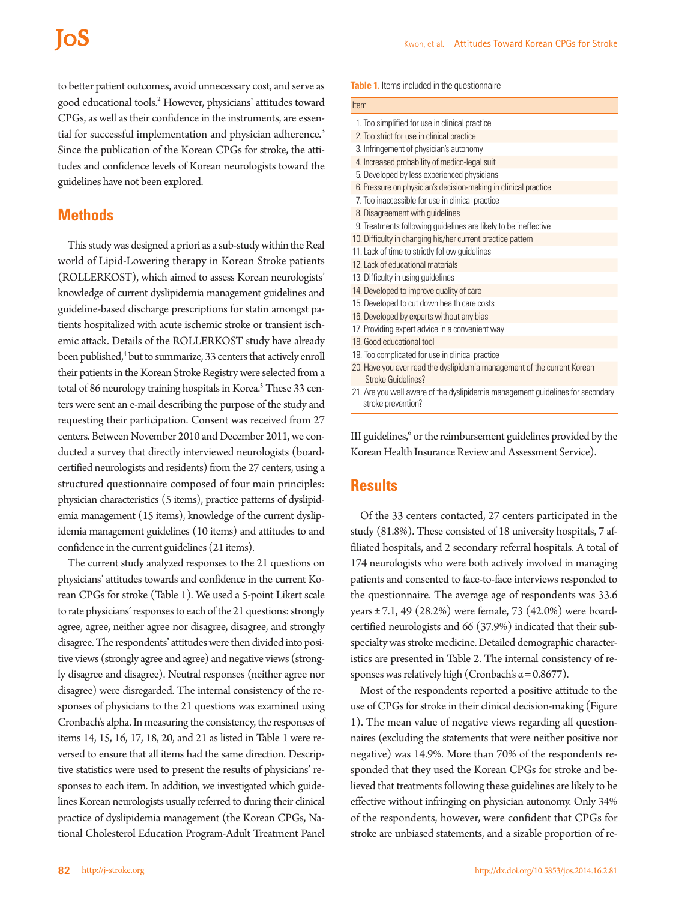to better patient outcomes, avoid unnecessary cost, and serve as good educational tools.[2] However, physicians' attitudes toward CPGs, as well as their confidence in the instruments, are essential for successful implementation and physician adherence.[3] Since the publication of the Korean CPGs for stroke, the attitudes and confidence levels of Korean neurologists toward the guidelines have not been explored.

## Methods

This study was designed a priori as a sub-study within the Real world of Lipid-Lowering therapy in Korean Stroke patients (ROLLERKOST), which aimed to assess Korean neurologists' knowledge of current dyslipidemia management guidelines and guideline-based discharge prescriptions for statin amongst patients hospitalized with acute ischemic stroke or transient ischemic attack. Details of the ROLLERKOST study have already been published,[4] but to summarize, 33 centers that actively enroll their patients in the Korean Stroke Registry were selected from a total of 86 neurology training hospitals in Korea.[5] These 33 centers were sent an e-mail describing the purpose of the study and requesting their participation. Consent was received from 27 centers. Between November 2010 and December 2011, we conducted a survey that directly interviewed neurologists (board-certified neurologists and residents) from the 27 centers, using a structured questionnaire composed of four main principles: physician characteristics (5 items), practice patterns of dyslipidemia management (15 items), knowledge of the current dyslipidemia management guidelines (10 items) and attitudes to and confidence in the current guidelines (21 items).

The current study analyzed responses to the 21 questions on physicians' attitudes towards and confidence in the current Korean CPGs for stroke (Table 1). We used a 5-point Likert scale to rate physicians' responses to each of the 21 questions: strongly agree, agree, neither agree nor disagree, disagree, and strongly disagree. The respondents' attitudes were then divided into positive views (strongly agree and agree) and negative views (strongly disagree and disagree). Neutral responses (neither agree nor disagree) were disregarded. The internal consistency of the responses of physicians to the 21 questions was examined using Cronbach's alpha. In measuring the consistency, the responses of items 14, 15, 16, 17, 18, 20, and 21 as listed in Table 1 were reversed to ensure that all items had the same direction. Descriptive statistics were used to present the results of physicians' responses to each item. In addition, we investigated which guidelines Korean neurologists usually referred to during their clinical practice of dyslipidemia management (the Korean CPGs, National Cholesterol Education Program-Adult Treatment Panel III guidelines,[6] or the reimbursement guidelines provided by the Korean Health Insurance Review and Assessment Service).

**Table 1.** Items included in the questionnaire

| Item |
|---|
| 1. Too simplified for use in clinical practice |
| 2. Too strict for use in clinical practice |
| 3. Infringement of physician's autonomy |
| 4. Increased probability of medico-legal suit |
| 5. Developed by less experienced physicians |
| 6. Pressure on physician's decision-making in clinical practice |
| 7. Too inaccessible for use in clinical practice |
| 8. Disagreement with guidelines |
| 9. Treatments following guidelines are likely to be ineffective |
| 10. Difficulty in changing his/her current practice pattern |
| 11. Lack of time to strictly follow guidelines |
| 12. Lack of educational materials |
| 13. Difficulty in using guidelines |
| 14. Developed to improve quality of care |
| 15. Developed to cut down health care costs |
| 16. Developed by experts without any bias |
| 17. Providing expert advice in a convenient way |
| 18. Good educational tool |
| 19. Too complicated for use in clinical practice |
| 20. Have you ever read the dyslipidemia management of the current Korean Stroke Guidelines? |
| 21. Are you well aware of the dyslipidemia management guidelines for secondary stroke prevention? |

## Results

Of the 33 centers contacted, 27 centers participated in the study (81.8%). These consisted of 18 university hospitals, 7 affiliated hospitals, and 2 secondary referral hospitals. A total of 174 neurologists who were both actively involved in managing patients and consented to face-to-face interviews responded to the questionnaire. The average age of respondents was 33.6 years ± 7.1, 49 (28.2%) were female, 73 (42.0%) were board-certified neurologists and 66 (37.9%) indicated that their subspecialty was stroke medicine. Detailed demographic characteristics are presented in Table 2. The internal consistency of responses was relatively high (Cronbach's $\alpha = 0.8677$).

Most of the respondents reported a positive attitude to the use of CPGs for stroke in their clinical decision-making (Figure 1). The mean value of negative views regarding all questionnaires (excluding the statements that were neither positive nor negative) was 14.9%. More than 70% of the respondents responded that they used the Korean CPGs for stroke and believed that treatments following these guidelines are likely to be effective without infringing on physician autonomy. Only 34% of the respondents, however, were confident that CPGs for stroke are unbiased statements, and a sizable proportion of re-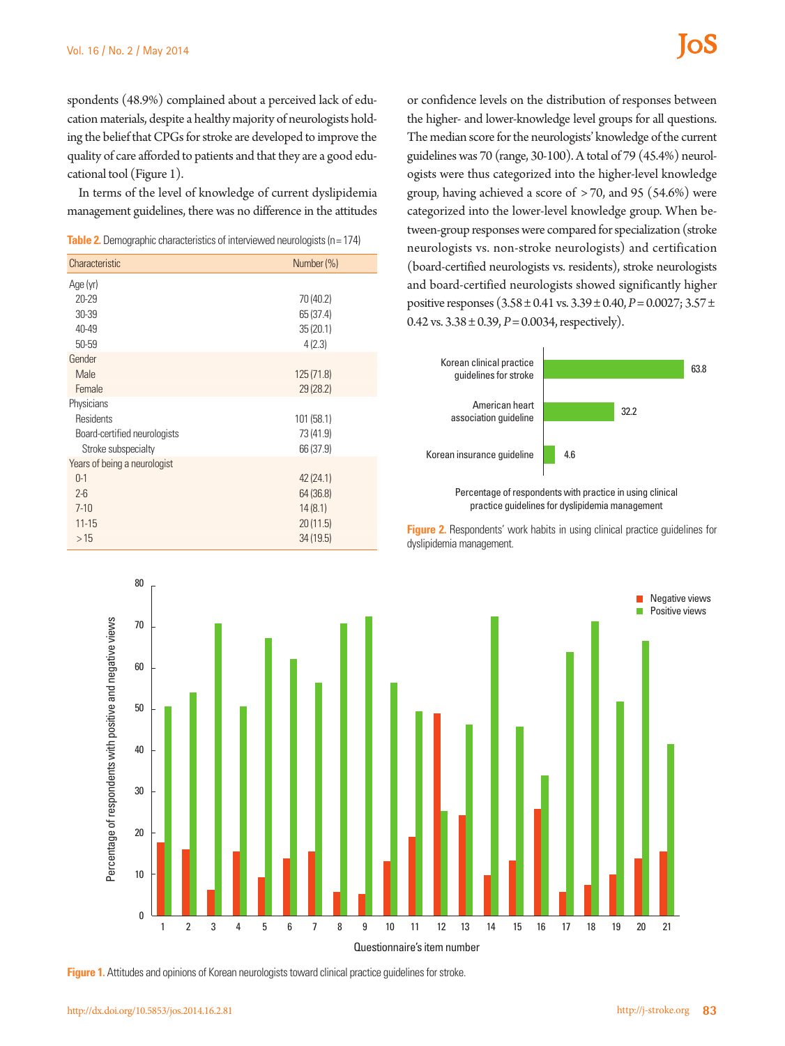spondents (48.9%) complained about a perceived lack of education materials, despite a healthy majority of neurologists holding the belief that CPGs for stroke are developed to improve the quality of care afforded to patients and that they are a good educational tool (Figure 1).

In terms of the level of knowledge of current dyslipidemia management guidelines, there was no difference in the attitudes or confidence levels on the distribution of responses between the higher- and lower-knowledge level groups for all questions. The median score for the neurologists' knowledge of the current guidelines was 70 (range, 30-100). A total of 79 (45.4%) neurologists were thus categorized into the higher-level knowledge group, having achieved a score of >70, and 95 (54.6%) were categorized into the lower-level knowledge group. When between-group responses were compared for specialization (stroke neurologists vs. non-stroke neurologists) and certification (board-certified neurologists vs. residents), stroke neurologists and board-certified neurologists showed significantly higher positive responses ($3.58 \pm 0.41$ vs. $3.39 \pm 0.40$, $P=0.0027$; $3.57 \pm 0.42$ vs. $3.38 \pm 0.39$, $P=0.0034$, respectively).

**Table 2.** Demographic characteristics of interviewed neurologists (n=174)

| Characteristic | Number (%) |
|---|---|
| Age (yr) | |
| 20-29 | 70 (40.2) |
| 30-39 | 65 (37.4) |
| 40-49 | 35 (20.1) |
| 50-59 | 4 (2.3) |
| Gender | |
| Male | 125 (71.8) |
| Female | 29 (28.2) |
| Physicians | |
| Residents | 101 (58.1) |
| Board-certified neurologists | 73 (41.9) |
| Stroke subspecialty | 66 (37.9) |
| Years of being a neurologist | |
| 0-1 | 42 (24.1) |
| 2-6 | 64 (36.8) |
| 7-10 | 14 (8.1) |
| 11-15 | 20 (11.5) |
| >15 | 34 (19.5) |

**Figure 2.** Respondents' work habits in using clinical practice guidelines for dyslipidemia management.

**Figure 1.** Attitudes and opinions of Korean neurologists toward clinical practice guidelines for stroke.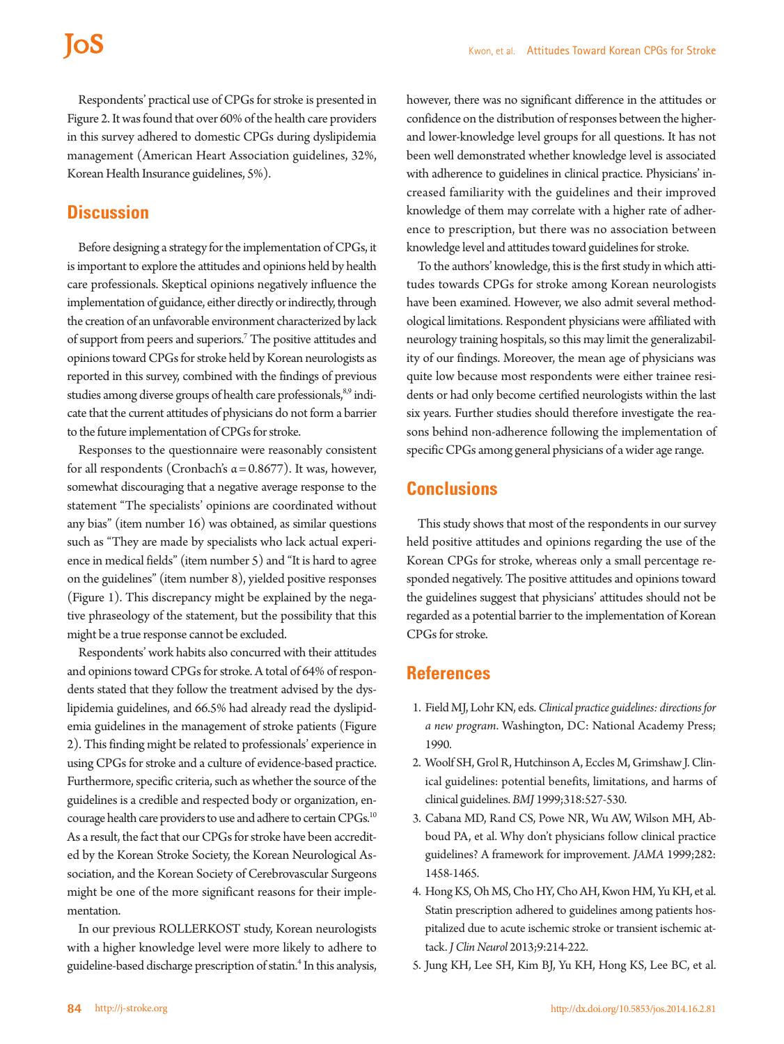Respondents' practical use of CPGs for stroke is presented in Figure 2. It was found that over 60% of the health care providers in this survey adhered to domestic CPGs during dyslipidemia management (American Heart Association guidelines, 32%, Korean Health Insurance guidelines, 5%).

## Discussion

Before designing a strategy for the implementation of CPGs, it is important to explore the attitudes and opinions held by health care professionals. Skeptical opinions negatively influence the implementation of guidance, either directly or indirectly, through the creation of an unfavorable environment characterized by lack of support from peers and superiors.[7] The positive attitudes and opinions toward CPGs for stroke held by Korean neurologists as reported in this survey, combined with the findings of previous studies among diverse groups of health care professionals,[8,9] indicate that the current attitudes of physicians do not form a barrier to the future implementation of CPGs for stroke.

Responses to the questionnaire were reasonably consistent for all respondents (Cronbach's $\alpha = 0.8677$). It was, however, somewhat discouraging that a negative average response to the statement "The specialists' opinions are coordinated without any bias" (item number 16) was obtained, as similar questions such as "They are made by specialists who lack actual experience in medical fields" (item number 5) and "It is hard to agree on the guidelines" (item number 8), yielded positive responses (Figure 1). This discrepancy might be explained by the negative phraseology of the statement, but the possibility that this might be a true response cannot be excluded.

Respondents' work habits also concurred with their attitudes and opinions toward CPGs for stroke. A total of 64% of respondents stated that they follow the treatment advised by the dyslipidemia guidelines, and 66.5% had already read the dyslipidemia guidelines in the management of stroke patients (Figure 2). This finding might be related to professionals' experience in using CPGs for stroke and a culture of evidence-based practice. Furthermore, specific criteria, such as whether the source of the guidelines is a credible and respected body or organization, encourage health care providers to use and adhere to certain CPGs.[10] As a result, the fact that our CPGs for stroke have been accredited by the Korean Stroke Society, the Korean Neurological Association, and the Korean Society of Cerebrovascular Surgeons might be one of the more significant reasons for their implementation.

In our previous ROLLERKOST study, Korean neurologists with a higher knowledge level were more likely to adhere to guideline-based discharge prescription of statin.[4] In this analysis, however, there was no significant difference in the attitudes or confidence on the distribution of responses between the higher- and lower-knowledge level groups for all questions. It has not been well demonstrated whether knowledge level is associated with adherence to guidelines in clinical practice. Physicians' increased familiarity with the guidelines and their improved knowledge of them may correlate with a higher rate of adherence to prescription, but there was no association between knowledge level and attitudes toward guidelines for stroke.

To the authors' knowledge, this is the first study in which attitudes towards CPGs for stroke among Korean neurologists have been examined. However, we also admit several methodological limitations. Respondent physicians were affiliated with neurology training hospitals, so this may limit the generalizability of our findings. Moreover, the mean age of physicians was quite low because most respondents were either trainee residents or had only become certified neurologists within the last six years. Further studies should therefore investigate the reasons behind non-adherence following the implementation of specific CPGs among general physicians of a wider age range.

## Conclusions

This study shows that most of the respondents in our survey held positive attitudes and opinions regarding the use of the Korean CPGs for stroke, whereas only a small percentage responded negatively. The positive attitudes and opinions toward the guidelines suggest that physicians' attitudes should not be regarded as a potential barrier to the implementation of Korean CPGs for stroke.

## References

1. Field MJ, Lohr KN, eds. *Clinical practice guidelines: directions for a new program*. Washington, DC: National Academy Press; 1990.
2. Woolf SH, Grol R, Hutchinson A, Eccles M, Grimshaw J. Clinical guidelines: potential benefits, limitations, and harms of clinical guidelines. *BMJ* 1999;318:527-530.
3. Cabana MD, Rand CS, Powe NR, Wu AW, Wilson MH, Abboud PA, et al. Why don't physicians follow clinical practice guidelines? A framework for improvement. *JAMA* 1999;282: 1458-1465.
4. Hong KS, Oh MS, Cho HY, Cho AH, Kwon HM, Yu KH, et al. Statin prescription adhered to guidelines among patients hospitalized due to acute ischemic stroke or transient ischemic attack. *J Clin Neurol* 2013;9:214-222.
5. Jung KH, Lee SH, Kim BJ, Yu KH, Hong KS, Lee BC, et al.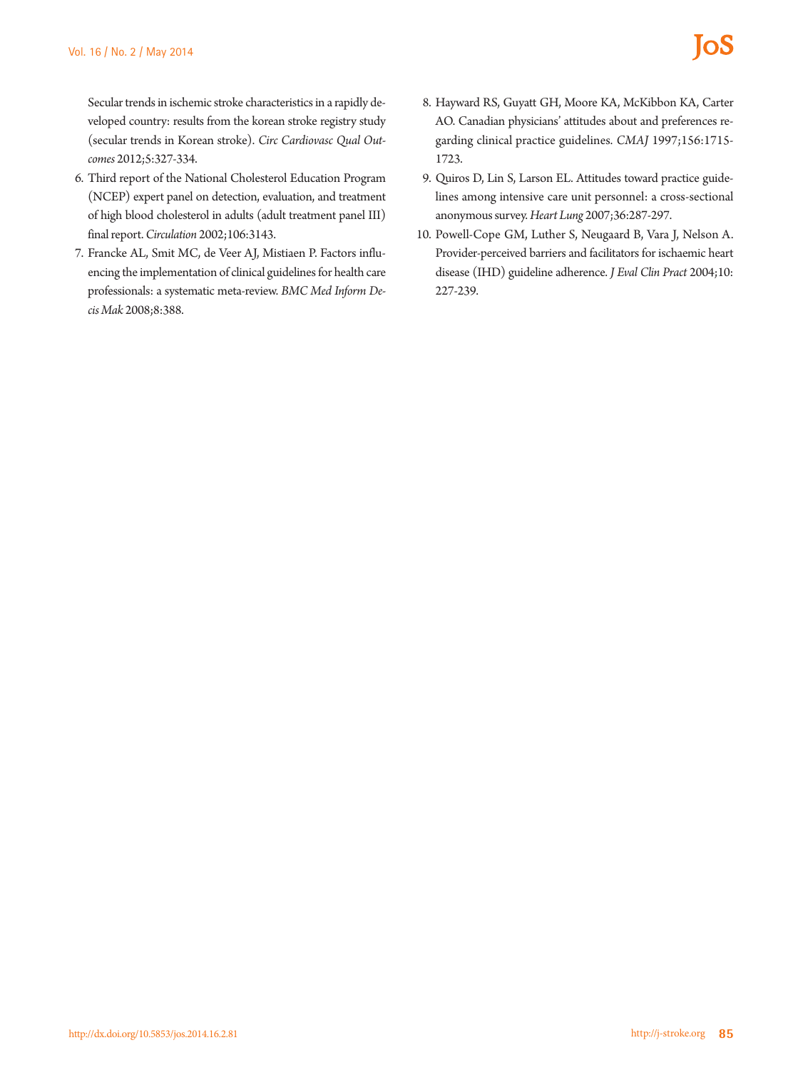Secular trends in ischemic stroke characteristics in a rapidly developed country: results from the korean stroke registry study (secular trends in Korean stroke). *Circ Cardiovasc Qual Outcomes* 2012;5:327-334.

6. Third report of the National Cholesterol Education Program (NCEP) expert panel on detection, evaluation, and treatment of high blood cholesterol in adults (adult treatment panel III) final report. *Circulation* 2002;106:3143.
7. Francke AL, Smit MC, de Veer AJ, Mistiaen P. Factors influencing the implementation of clinical guidelines for health care professionals: a systematic meta-review. *BMC Med Inform Decis Mak* 2008;8:388.
8. Hayward RS, Guyatt GH, Moore KA, McKibbon KA, Carter AO. Canadian physicians' attitudes about and preferences regarding clinical practice guidelines. *CMAJ* 1997;156:1715-1723.
9. Quiros D, Lin S, Larson EL. Attitudes toward practice guidelines among intensive care unit personnel: a cross-sectional anonymous survey. *Heart Lung* 2007;36:287-297.
10. Powell-Cope GM, Luther S, Neugaard B, Vara J, Nelson A. Provider-perceived barriers and facilitators for ischaemic heart disease (IHD) guideline adherence. *J Eval Clin Pract* 2004;10:227-239.